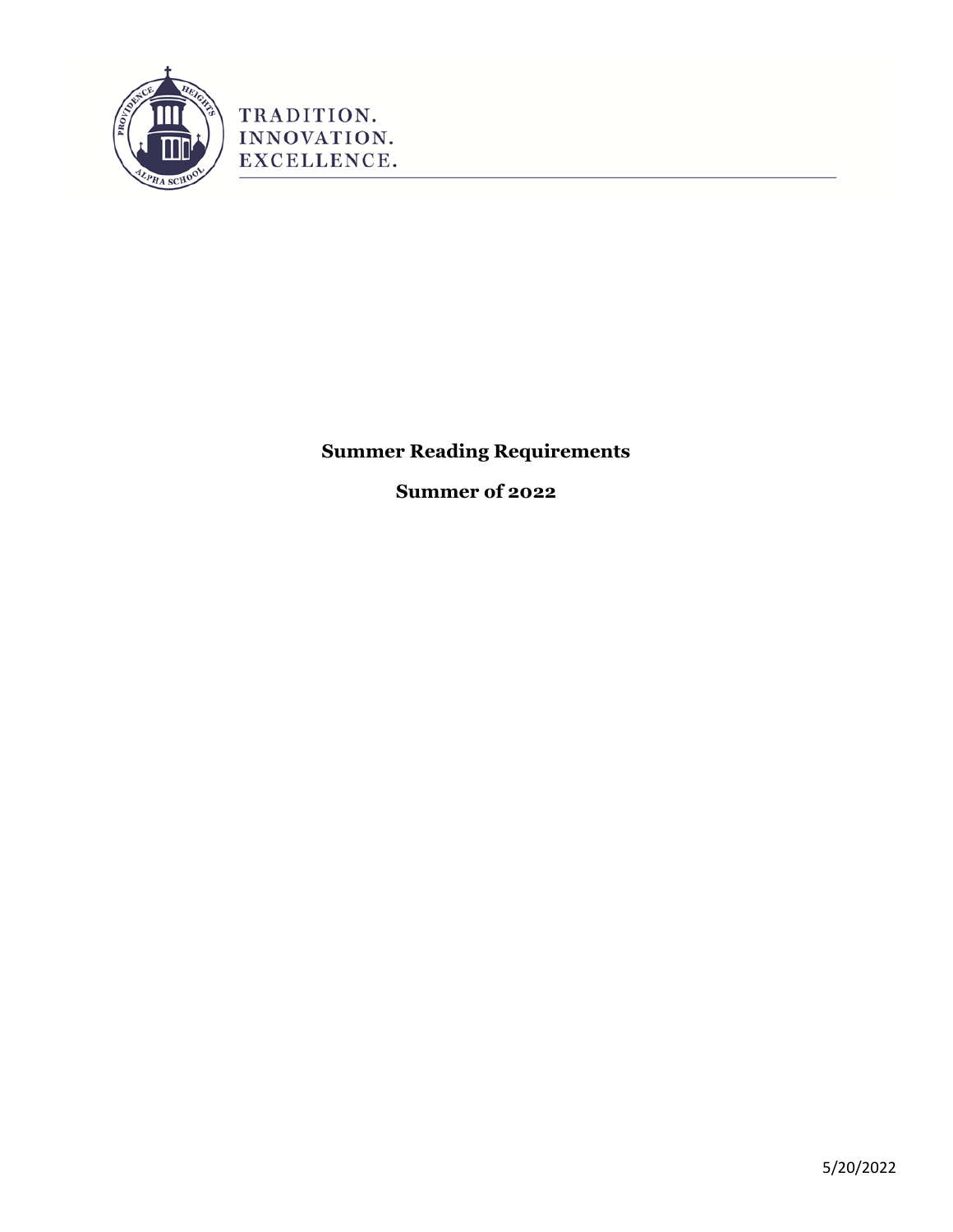TRADITION.
INNOVATION.
EXCELLENCE.

# Summer Reading Requirements

## Summer of 2022

5/20/2022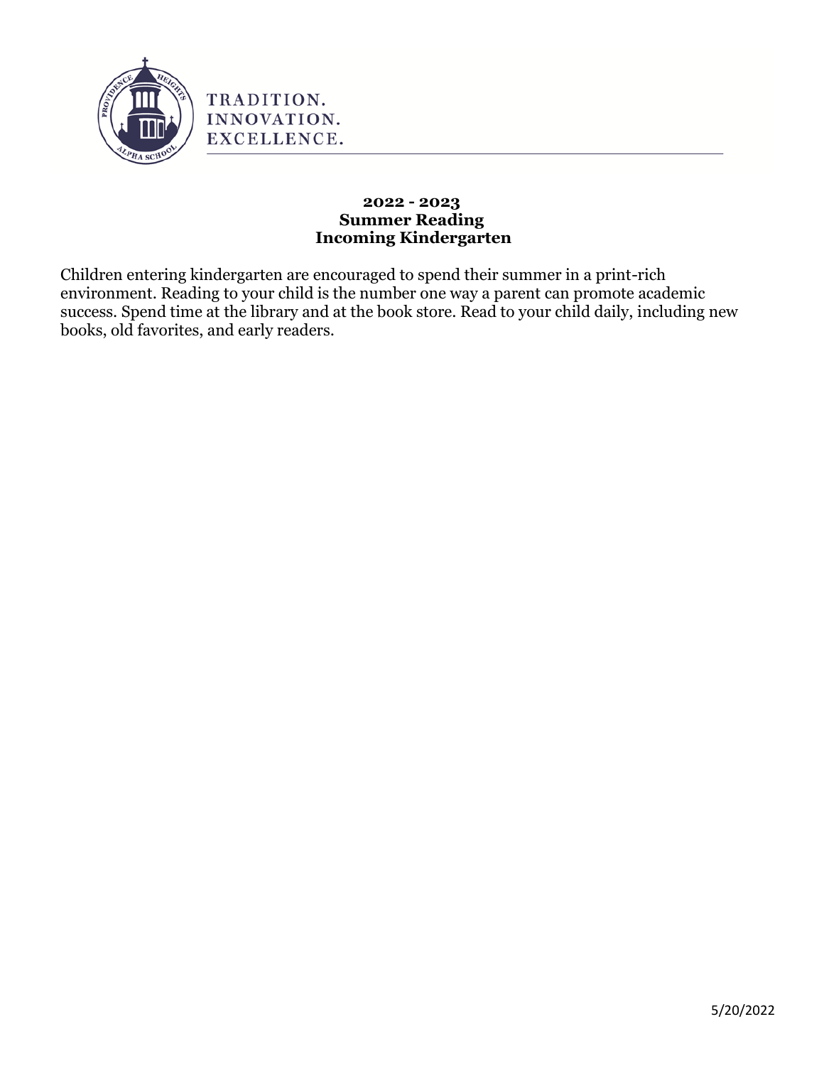TRADITION.
INNOVATION.
EXCELLENCE.

**2022 - 2023**
**Summer Reading**
**Incoming Kindergarten**

Children entering kindergarten are encouraged to spend their summer in a print-rich environment. Reading to your child is the number one way a parent can promote academic success. Spend time at the library and at the book store. Read to your child daily, including new books, old favorites, and early readers.

5/20/2022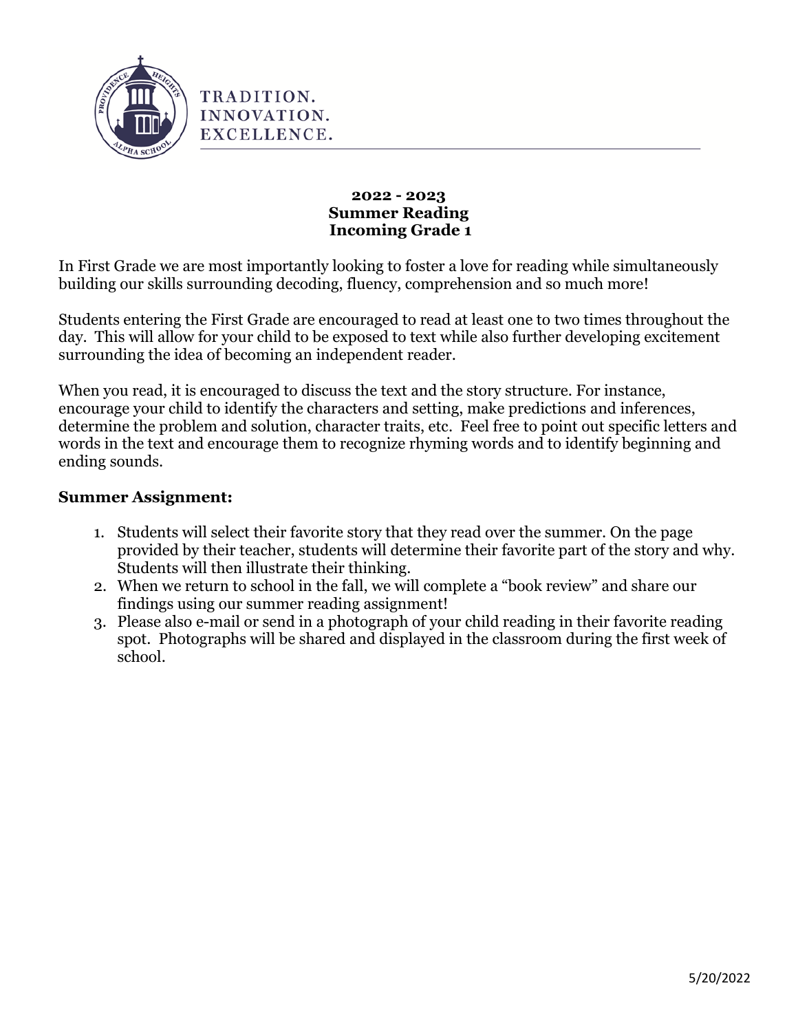TRADITION.
INNOVATION.
EXCELLENCE.

**2022 - 2023**
**Summer Reading**
**Incoming Grade 1**

In First Grade we are most importantly looking to foster a love for reading while simultaneously building our skills surrounding decoding, fluency, comprehension and so much more!

Students entering the First Grade are encouraged to read at least one to two times throughout the day. This will allow for your child to be exposed to text while also further developing excitement surrounding the idea of becoming an independent reader.

When you read, it is encouraged to discuss the text and the story structure. For instance, encourage your child to identify the characters and setting, make predictions and inferences, determine the problem and solution, character traits, etc. Feel free to point out specific letters and words in the text and encourage them to recognize rhyming words and to identify beginning and ending sounds.

**Summer Assignment:**

1. Students will select their favorite story that they read over the summer. On the page provided by their teacher, students will determine their favorite part of the story and why. Students will then illustrate their thinking.
2. When we return to school in the fall, we will complete a "book review" and share our findings using our summer reading assignment!
3. Please also e-mail or send in a photograph of your child reading in their favorite reading spot. Photographs will be shared and displayed in the classroom during the first week of school.

5/20/2022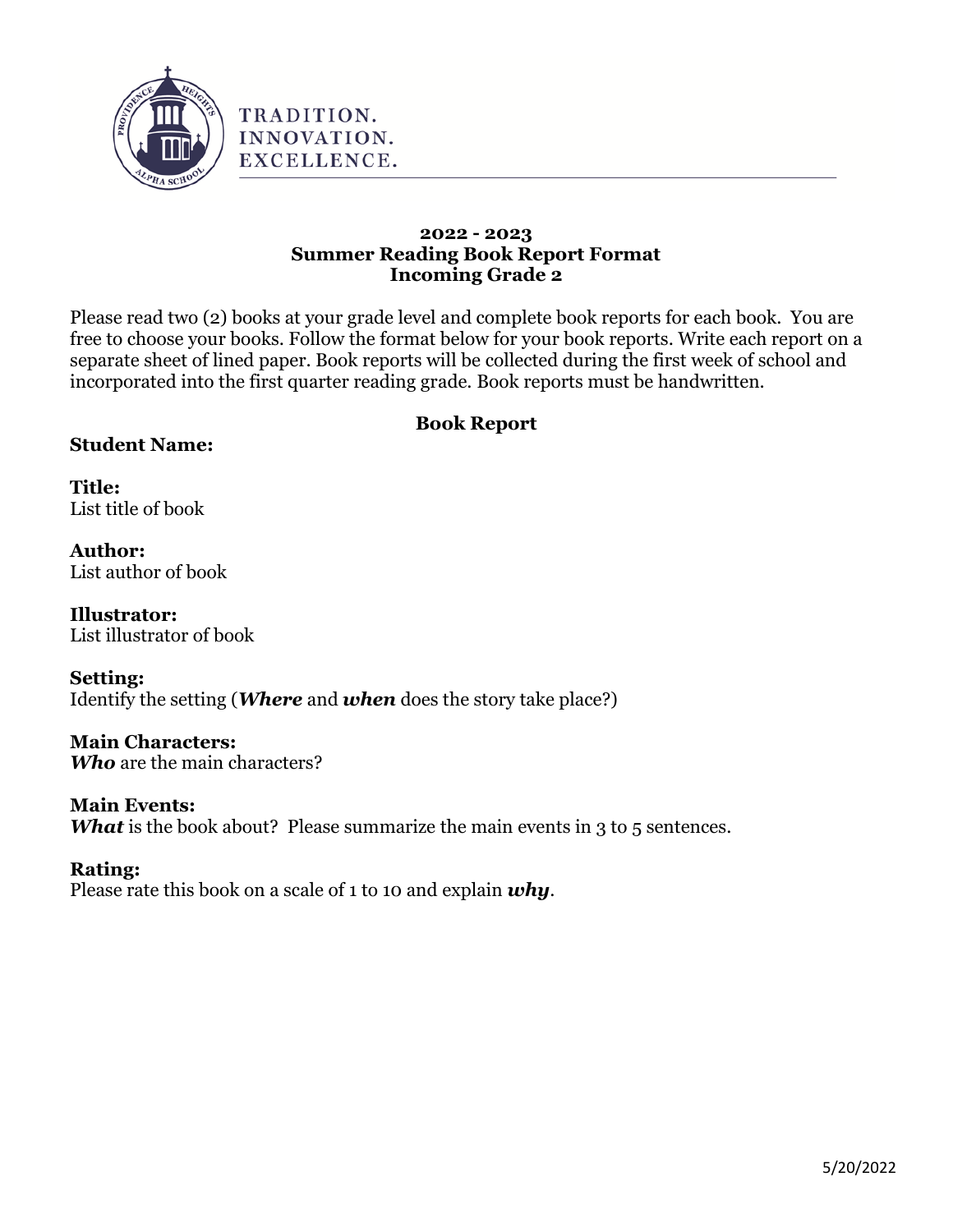TRADITION.
INNOVATION.
EXCELLENCE.

**2022 - 2023**
**Summer Reading Book Report Format**
**Incoming Grade 2**

Please read two (2) books at your grade level and complete book reports for each book. You are free to choose your books. Follow the format below for your book reports. Write each report on a separate sheet of lined paper. Book reports will be collected during the first week of school and incorporated into the first quarter reading grade. Book reports must be handwritten.

**Book Report**

**Student Name:**

**Title:**
List title of book

**Author:**
List author of book

**Illustrator:**
List illustrator of book

**Setting:**
Identify the setting (***Where*** and ***when*** does the story take place?)

**Main Characters:**
***Who*** are the main characters?

**Main Events:**
***What*** is the book about? Please summarize the main events in 3 to 5 sentences.

**Rating:**
Please rate this book on a scale of 1 to 10 and explain ***why***.

5/20/2022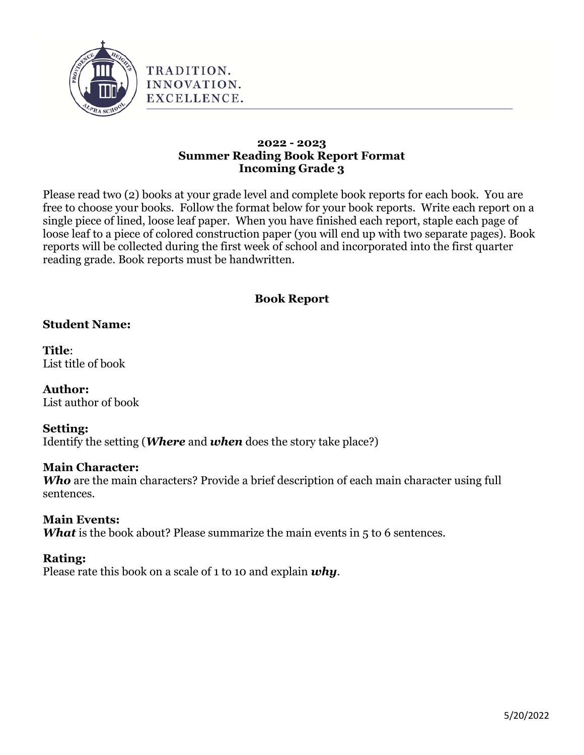TRADITION.
INNOVATION.
EXCELLENCE.

**2022 - 2023**
**Summer Reading Book Report Format**
**Incoming Grade 3**

Please read two (2) books at your grade level and complete book reports for each book. You are free to choose your books. Follow the format below for your book reports. Write each report on a single piece of lined, loose leaf paper. When you have finished each report, staple each page of loose leaf to a piece of colored construction paper (you will end up with two separate pages). Book reports will be collected during the first week of school and incorporated into the first quarter reading grade. Book reports must be handwritten.

**Book Report**

**Student Name:**

**Title**:
List title of book

**Author:**
List author of book

**Setting:**
Identify the setting (***Where*** and ***when*** does the story take place?)

**Main Character:**
***Who*** are the main characters? Provide a brief description of each main character using full sentences.

**Main Events:**
***What*** is the book about? Please summarize the main events in 5 to 6 sentences.

**Rating:**
Please rate this book on a scale of 1 to 10 and explain ***why***.

5/20/2022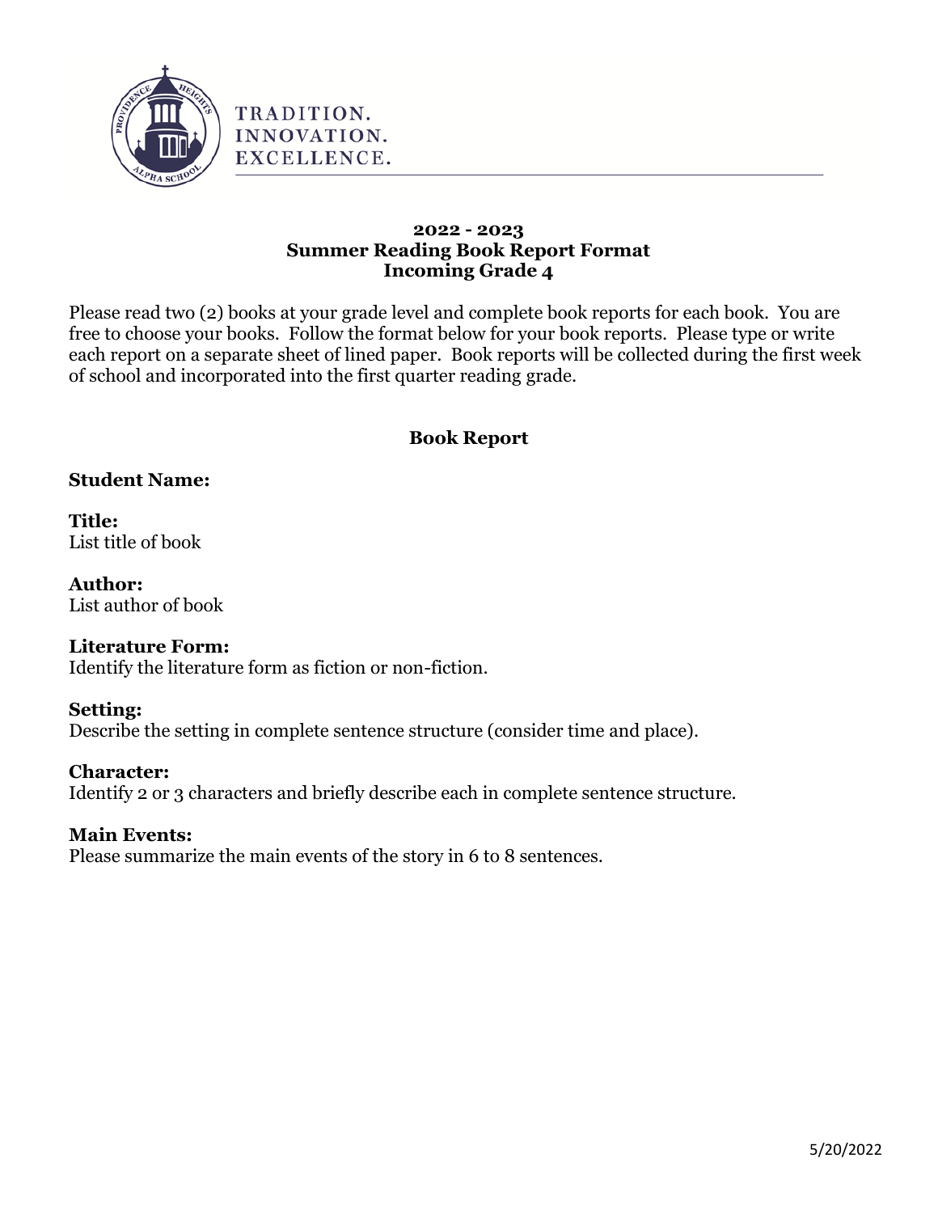TRADITION.
INNOVATION.
EXCELLENCE.

**2022 - 2023**
**Summer Reading Book Report Format**
**Incoming Grade 4**

Please read two (2) books at your grade level and complete book reports for each book. You are free to choose your books. Follow the format below for your book reports. Please type or write each report on a separate sheet of lined paper. Book reports will be collected during the first week of school and incorporated into the first quarter reading grade.

## Book Report

**Student Name:**

**Title:**
List title of book

**Author:**
List author of book

**Literature Form:**
Identify the literature form as fiction or non-fiction.

**Setting:**
Describe the setting in complete sentence structure (consider time and place).

**Character:**
Identify 2 or 3 characters and briefly describe each in complete sentence structure.

**Main Events:**
Please summarize the main events of the story in 6 to 8 sentences.

5/20/2022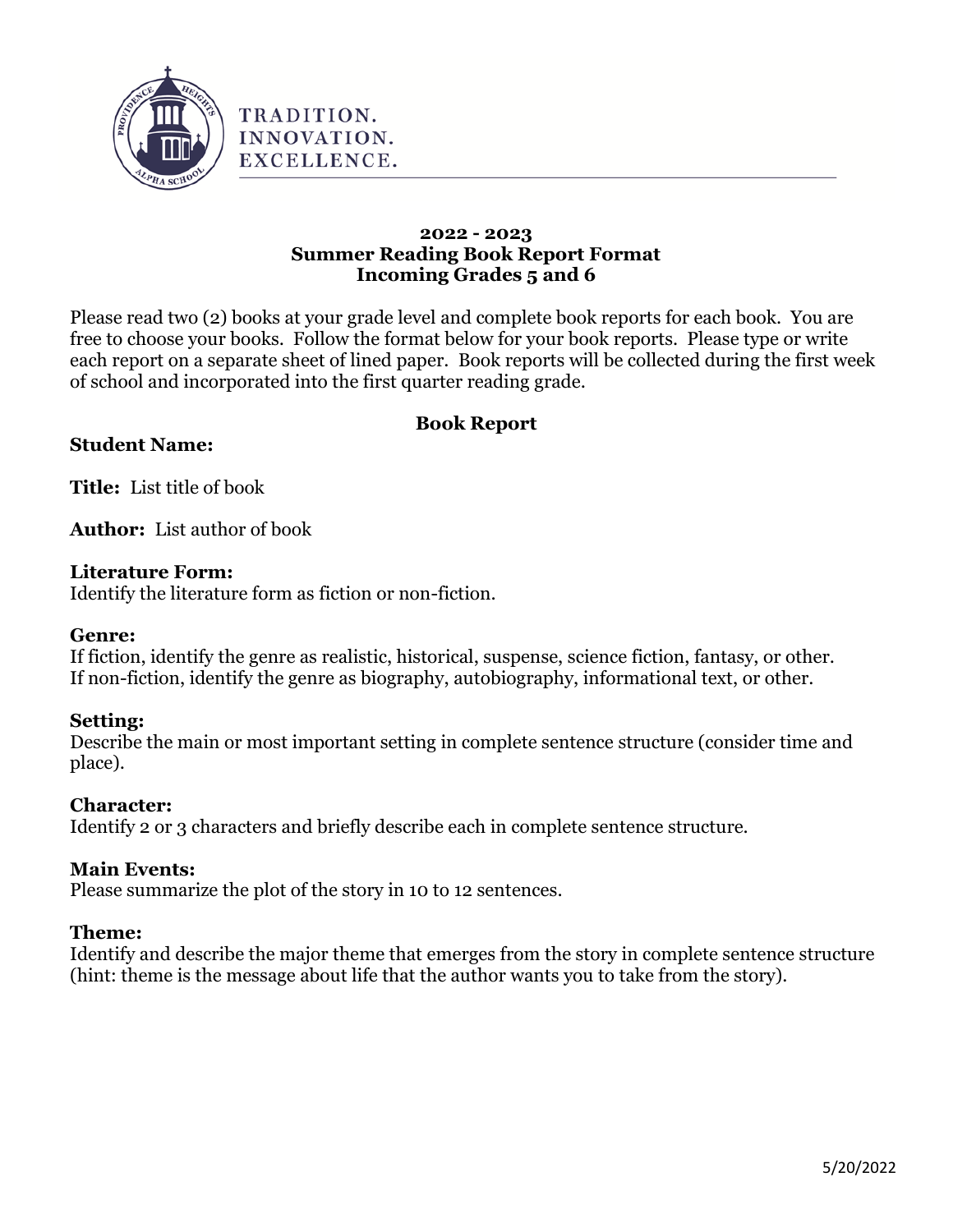TRADITION.
INNOVATION.
EXCELLENCE.

**2022 - 2023**
**Summer Reading Book Report Format**
**Incoming Grades 5 and 6**

Please read two (2) books at your grade level and complete book reports for each book. You are free to choose your books. Follow the format below for your book reports. Please type or write each report on a separate sheet of lined paper. Book reports will be collected during the first week of school and incorporated into the first quarter reading grade.

## Book Report

**Student Name:**

**Title:** List title of book

**Author:** List author of book

**Literature Form:**
Identify the literature form as fiction or non-fiction.

**Genre:**
If fiction, identify the genre as realistic, historical, suspense, science fiction, fantasy, or other.
If non-fiction, identify the genre as biography, autobiography, informational text, or other.

**Setting:**
Describe the main or most important setting in complete sentence structure (consider time and place).

**Character:**
Identify 2 or 3 characters and briefly describe each in complete sentence structure.

**Main Events:**
Please summarize the plot of the story in 10 to 12 sentences.

**Theme:**
Identify and describe the major theme that emerges from the story in complete sentence structure (hint: theme is the message about life that the author wants you to take from the story).

5/20/2022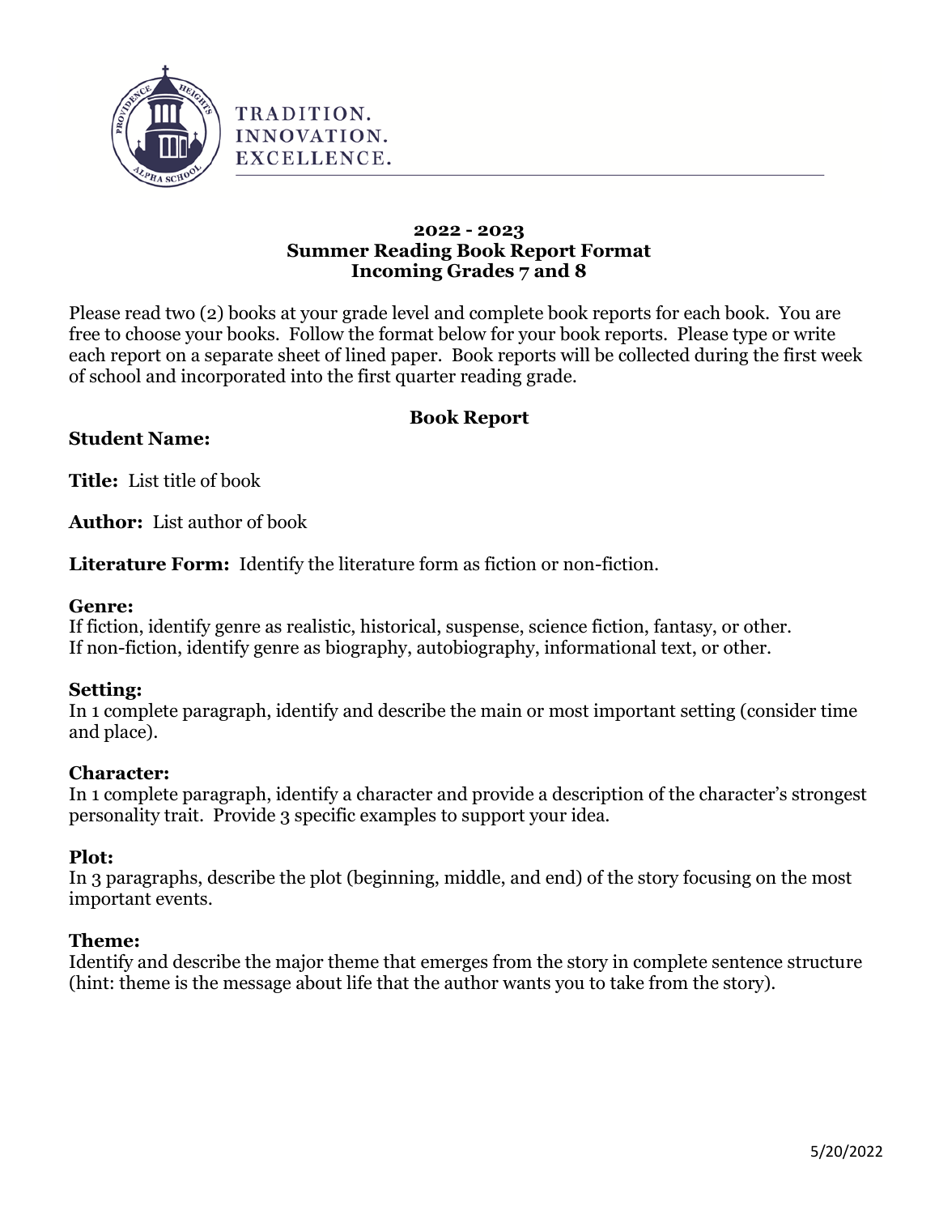TRADITION.
INNOVATION.
EXCELLENCE.

**2022 - 2023**
**Summer Reading Book Report Format**
**Incoming Grades 7 and 8**

Please read two (2) books at your grade level and complete book reports for each book. You are free to choose your books. Follow the format below for your book reports. Please type or write each report on a separate sheet of lined paper. Book reports will be collected during the first week of school and incorporated into the first quarter reading grade.

**Book Report**

**Student Name:**

**Title:** List title of book

**Author:** List author of book

**Literature Form:** Identify the literature form as fiction or non-fiction.

**Genre:**
If fiction, identify genre as realistic, historical, suspense, science fiction, fantasy, or other.
If non-fiction, identify genre as biography, autobiography, informational text, or other.

**Setting:**
In 1 complete paragraph, identify and describe the main or most important setting (consider time and place).

**Character:**
In 1 complete paragraph, identify a character and provide a description of the character's strongest personality trait. Provide 3 specific examples to support your idea.

**Plot:**
In 3 paragraphs, describe the plot (beginning, middle, and end) of the story focusing on the most important events.

**Theme:**
Identify and describe the major theme that emerges from the story in complete sentence structure (hint: theme is the message about life that the author wants you to take from the story).

5/20/2022